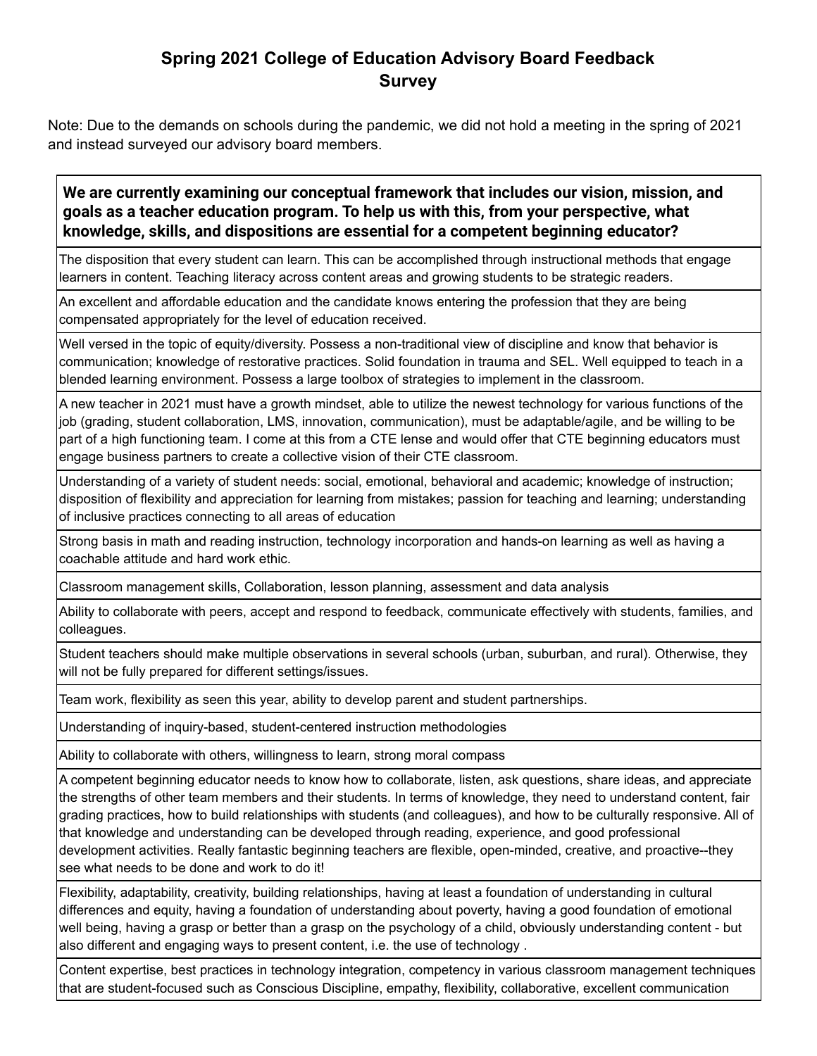# Spring 2021 College of Education Advisory Board Feedback Survey

Note: Due to the demands on schools during the pandemic, we did not hold a meeting in the spring of 2021 and instead surveyed our advisory board members.

| **We are currently examining our conceptual framework that includes our vision, mission, and goals as a teacher education program. To help us with this, from your perspective, what knowledge, skills, and dispositions are essential for a competent beginning educator?** |
|---|
| The disposition that every student can learn. This can be accomplished through instructional methods that engage learners in content. Teaching literacy across content areas and growing students to be strategic readers. |
| An excellent and affordable education and the candidate knows entering the profession that they are being compensated appropriately for the level of education received. |
| Well versed in the topic of equity/diversity. Possess a non-traditional view of discipline and know that behavior is communication; knowledge of restorative practices. Solid foundation in trauma and SEL. Well equipped to teach in a blended learning environment. Possess a large toolbox of strategies to implement in the classroom. |
| A new teacher in 2021 must have a growth mindset, able to utilize the newest technology for various functions of the job (grading, student collaboration, LMS, innovation, communication), must be adaptable/agile, and be willing to be part of a high functioning team. I come at this from a CTE lense and would offer that CTE beginning educators must engage business partners to create a collective vision of their CTE classroom. |
| Understanding of a variety of student needs: social, emotional, behavioral and academic; knowledge of instruction; disposition of flexibility and appreciation for learning from mistakes; passion for teaching and learning; understanding of inclusive practices connecting to all areas of education |
| Strong basis in math and reading instruction, technology incorporation and hands-on learning as well as having a coachable attitude and hard work ethic. |
| Classroom management skills, Collaboration, lesson planning, assessment and data analysis |
| Ability to collaborate with peers, accept and respond to feedback, communicate effectively with students, families, and colleagues. |
| Student teachers should make multiple observations in several schools (urban, suburban, and rural). Otherwise, they will not be fully prepared for different settings/issues. |
| Team work, flexibility as seen this year, ability to develop parent and student partnerships. |
| Understanding of inquiry-based, student-centered instruction methodologies |
| Ability to collaborate with others, willingness to learn, strong moral compass |
| A competent beginning educator needs to know how to collaborate, listen, ask questions, share ideas, and appreciate the strengths of other team members and their students. In terms of knowledge, they need to understand content, fair grading practices, how to build relationships with students (and colleagues), and how to be culturally responsive. All of that knowledge and understanding can be developed through reading, experience, and good professional development activities. Really fantastic beginning teachers are flexible, open-minded, creative, and proactive--they see what needs to be done and work to do it! |
| Flexibility, adaptability, creativity, building relationships, having at least a foundation of understanding in cultural differences and equity, having a foundation of understanding about poverty, having a good foundation of emotional well being, having a grasp or better than a grasp on the psychology of a child, obviously understanding content - but also different and engaging ways to present content, i.e. the use of technology . |
| Content expertise, best practices in technology integration, competency in various classroom management techniques that are student-focused such as Conscious Discipline, empathy, flexibility, collaborative, excellent communication |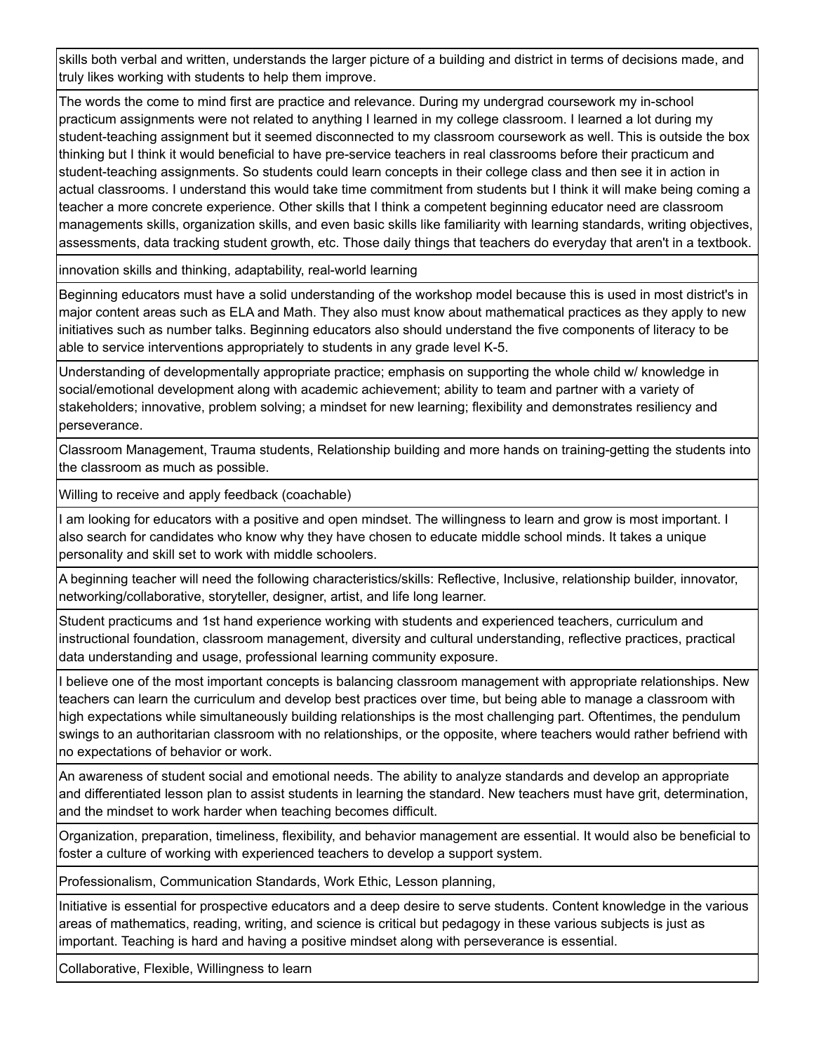| |
|---|
| skills both verbal and written, understands the larger picture of a building and district in terms of decisions made, and truly likes working with students to help them improve. |
| The words the come to mind first are practice and relevance. During my undergrad coursework my in-school practicum assignments were not related to anything I learned in my college classroom. I learned a lot during my student-teaching assignment but it seemed disconnected to my classroom coursework as well. This is outside the box thinking but I think it would beneficial to have pre-service teachers in real classrooms before their practicum and student-teaching assignments. So students could learn concepts in their college class and then see it in action in actual classrooms. I understand this would take time commitment from students but I think it will make being coming a teacher a more concrete experience. Other skills that I think a competent beginning educator need are classroom managements skills, organization skills, and even basic skills like familiarity with learning standards, writing objectives, assessments, data tracking student growth, etc. Those daily things that teachers do everyday that aren't in a textbook. |
| innovation skills and thinking, adaptability, real-world learning |
| Beginning educators must have a solid understanding of the workshop model because this is used in most district's in major content areas such as ELA and Math. They also must know about mathematical practices as they apply to new initiatives such as number talks. Beginning educators also should understand the five components of literacy to be able to service interventions appropriately to students in any grade level K-5. |
| Understanding of developmentally appropriate practice; emphasis on supporting the whole child w/ knowledge in social/emotional development along with academic achievement; ability to team and partner with a variety of stakeholders; innovative, problem solving; a mindset for new learning; flexibility and demonstrates resiliency and perseverance. |
| Classroom Management, Trauma students, Relationship building and more hands on training-getting the students into the classroom as much as possible. |
| Willing to receive and apply feedback (coachable) |
| I am looking for educators with a positive and open mindset. The willingness to learn and grow is most important. I also search for candidates who know why they have chosen to educate middle school minds. It takes a unique personality and skill set to work with middle schoolers. |
| A beginning teacher will need the following characteristics/skills: Reflective, Inclusive, relationship builder, innovator, networking/collaborative, storyteller, designer, artist, and life long learner. |
| Student practicums and 1st hand experience working with students and experienced teachers, curriculum and instructional foundation, classroom management, diversity and cultural understanding, reflective practices, practical data understanding and usage, professional learning community exposure. |
| I believe one of the most important concepts is balancing classroom management with appropriate relationships. New teachers can learn the curriculum and develop best practices over time, but being able to manage a classroom with high expectations while simultaneously building relationships is the most challenging part. Oftentimes, the pendulum swings to an authoritarian classroom with no relationships, or the opposite, where teachers would rather befriend with no expectations of behavior or work. |
| An awareness of student social and emotional needs. The ability to analyze standards and develop an appropriate and differentiated lesson plan to assist students in learning the standard. New teachers must have grit, determination, and the mindset to work harder when teaching becomes difficult. |
| Organization, preparation, timeliness, flexibility, and behavior management are essential. It would also be beneficial to foster a culture of working with experienced teachers to develop a support system. |
| Professionalism, Communication Standards, Work Ethic, Lesson planning, |
| Initiative is essential for prospective educators and a deep desire to serve students. Content knowledge in the various areas of mathematics, reading, writing, and science is critical but pedagogy in these various subjects is just as important. Teaching is hard and having a positive mindset along with perseverance is essential. |
| Collaborative, Flexible, Willingness to learn |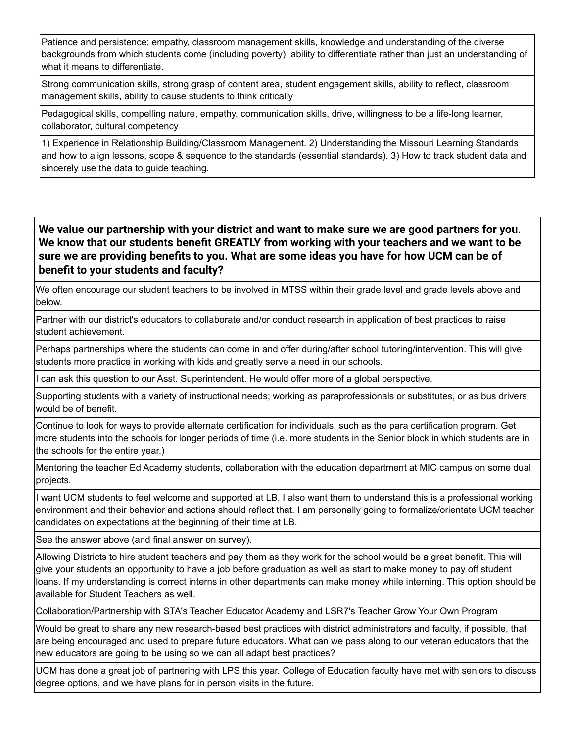| |
|---|
| Patience and persistence; empathy, classroom management skills, knowledge and understanding of the diverse backgrounds from which students come (including poverty), ability to differentiate rather than just an understanding of what it means to differentiate. |
| Strong communication skills, strong grasp of content area, student engagement skills, ability to reflect, classroom management skills, ability to cause students to think critically |
| Pedagogical skills, compelling nature, empathy, communication skills, drive, willingness to be a life-long learner, collaborator, cultural competency |
| 1) Experience in Relationship Building/Classroom Management. 2) Understanding the Missouri Learning Standards and how to align lessons, scope & sequence to the standards (essential standards). 3) How to track student data and sincerely use the data to guide teaching. |

| **We value our partnership with your district and want to make sure we are good partners for you. We know that our students benefit GREATLY from working with your teachers and we want to be sure we are providing benefits to you. What are some ideas you have for how UCM can be of benefit to your students and faculty?** |
|---|
| We often encourage our student teachers to be involved in MTSS within their grade level and grade levels above and below. |
| Partner with our district's educators to collaborate and/or conduct research in application of best practices to raise student achievement. |
| Perhaps partnerships where the students can come in and offer during/after school tutoring/intervention. This will give students more practice in working with kids and greatly serve a need in our schools. |
| I can ask this question to our Asst. Superintendent. He would offer more of a global perspective. |
| Supporting students with a variety of instructional needs; working as paraprofessionals or substitutes, or as bus drivers would be of benefit. |
| Continue to look for ways to provide alternate certification for individuals, such as the para certification program. Get more students into the schools for longer periods of time (i.e. more students in the Senior block in which students are in the schools for the entire year.) |
| Mentoring the teacher Ed Academy students, collaboration with the education department at MIC campus on some dual projects. |
| I want UCM students to feel welcome and supported at LB. I also want them to understand this is a professional working environment and their behavior and actions should reflect that. I am personally going to formalize/orientate UCM teacher candidates on expectations at the beginning of their time at LB. |
| See the answer above (and final answer on survey). |
| Allowing Districts to hire student teachers and pay them as they work for the school would be a great benefit. This will give your students an opportunity to have a job before graduation as well as start to make money to pay off student loans. If my understanding is correct interns in other departments can make money while interning. This option should be available for Student Teachers as well. |
| Collaboration/Partnership with STA's Teacher Educator Academy and LSR7's Teacher Grow Your Own Program |
| Would be great to share any new research-based best practices with district administrators and faculty, if possible, that are being encouraged and used to prepare future educators. What can we pass along to our veteran educators that the new educators are going to be using so we can all adapt best practices? |
| UCM has done a great job of partnering with LPS this year. College of Education faculty have met with seniors to discuss degree options, and we have plans for in person visits in the future. |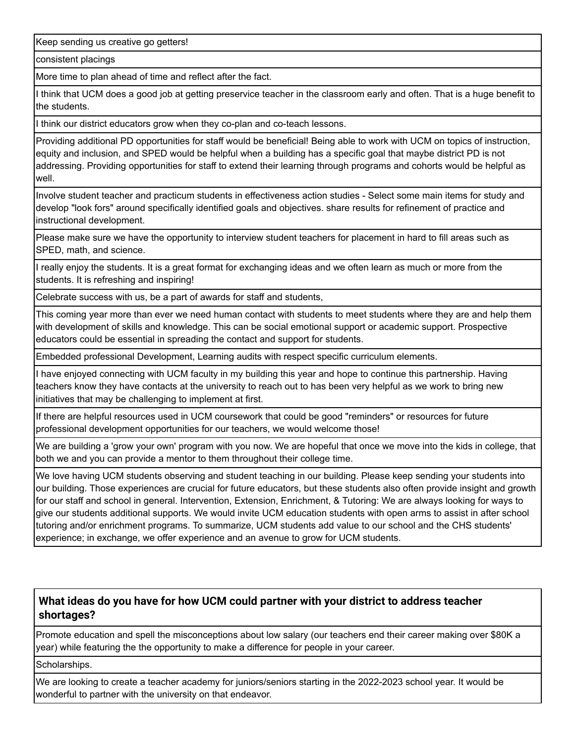| |
|---|
| Keep sending us creative go getters! |
| consistent placings |
| More time to plan ahead of time and reflect after the fact. |
| I think that UCM does a good job at getting preservice teacher in the classroom early and often. That is a huge benefit to the students. |
| I think our district educators grow when they co-plan and co-teach lessons. |
| Providing additional PD opportunities for staff would be beneficial! Being able to work with UCM on topics of instruction, equity and inclusion, and SPED would be helpful when a building has a specific goal that maybe district PD is not addressing. Providing opportunities for staff to extend their learning through programs and cohorts would be helpful as well. |
| Involve student teacher and practicum students in effectiveness action studies - Select some main items for study and develop "look fors" around specifically identified goals and objectives. share results for refinement of practice and instructional development. |
| Please make sure we have the opportunity to interview student teachers for placement in hard to fill areas such as SPED, math, and science. |
| I really enjoy the students. It is a great format for exchanging ideas and we often learn as much or more from the students. It is refreshing and inspiring! |
| Celebrate success with us, be a part of awards for staff and students, |
| This coming year more than ever we need human contact with students to meet students where they are and help them with development of skills and knowledge. This can be social emotional support or academic support. Prospective educators could be essential in spreading the contact and support for students. |
| Embedded professional Development, Learning audits with respect specific curriculum elements. |
| I have enjoyed connecting with UCM faculty in my building this year and hope to continue this partnership. Having teachers know they have contacts at the university to reach out to has been very helpful as we work to bring new initiatives that may be challenging to implement at first. |
| If there are helpful resources used in UCM coursework that could be good "reminders" or resources for future professional development opportunities for our teachers, we would welcome those! |
| We are building a 'grow your own' program with you now. We are hopeful that once we move into the kids in college, that both we and you can provide a mentor to them throughout their college time. |
| We love having UCM students observing and student teaching in our building. Please keep sending your students into our building. Those experiences are crucial for future educators, but these students also often provide insight and growth for our staff and school in general. Intervention, Extension, Enrichment, & Tutoring: We are always looking for ways to give our students additional supports. We would invite UCM education students with open arms to assist in after school tutoring and/or enrichment programs. To summarize, UCM students add value to our school and the CHS students' experience; in exchange, we offer experience and an avenue to grow for UCM students. |

| **What ideas do you have for how UCM could partner with your district to address teacher shortages?** |
|---|
| Promote education and spell the misconceptions about low salary (our teachers end their career making over $80K a year) while featuring the the opportunity to make a difference for people in your career. |
| Scholarships. |
| We are looking to create a teacher academy for juniors/seniors starting in the 2022-2023 school year. It would be wonderful to partner with the university on that endeavor. |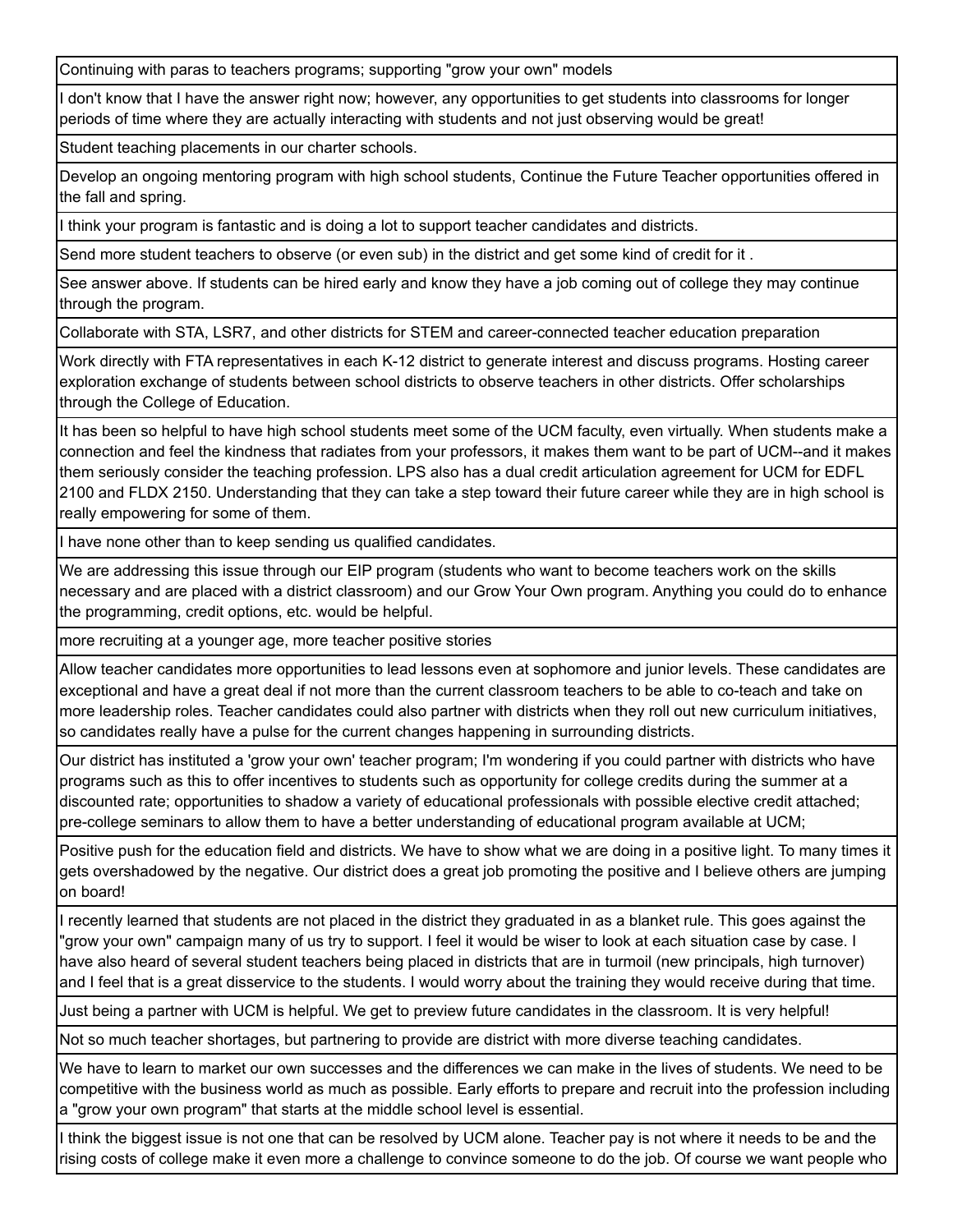| |
|---|
| Continuing with paras to teachers programs; supporting "grow your own" models |
| I don't know that I have the answer right now; however, any opportunities to get students into classrooms for longer periods of time where they are actually interacting with students and not just observing would be great! |
| Student teaching placements in our charter schools. |
| Develop an ongoing mentoring program with high school students, Continue the Future Teacher opportunities offered in the fall and spring. |
| I think your program is fantastic and is doing a lot to support teacher candidates and districts. |
| Send more student teachers to observe (or even sub) in the district and get some kind of credit for it . |
| See answer above. If students can be hired early and know they have a job coming out of college they may continue through the program. |
| Collaborate with STA, LSR7, and other districts for STEM and career-connected teacher education preparation |
| Work directly with FTA representatives in each K-12 district to generate interest and discuss programs. Hosting career exploration exchange of students between school districts to observe teachers in other districts. Offer scholarships through the College of Education. |
| It has been so helpful to have high school students meet some of the UCM faculty, even virtually. When students make a connection and feel the kindness that radiates from your professors, it makes them want to be part of UCM--and it makes them seriously consider the teaching profession. LPS also has a dual credit articulation agreement for UCM for EDFL 2100 and FLDX 2150. Understanding that they can take a step toward their future career while they are in high school is really empowering for some of them. |
| I have none other than to keep sending us qualified candidates. |
| We are addressing this issue through our EIP program (students who want to become teachers work on the skills necessary and are placed with a district classroom) and our Grow Your Own program. Anything you could do to enhance the programming, credit options, etc. would be helpful. |
| more recruiting at a younger age, more teacher positive stories |
| Allow teacher candidates more opportunities to lead lessons even at sophomore and junior levels. These candidates are exceptional and have a great deal if not more than the current classroom teachers to be able to co-teach and take on more leadership roles. Teacher candidates could also partner with districts when they roll out new curriculum initiatives, so candidates really have a pulse for the current changes happening in surrounding districts. |
| Our district has instituted a 'grow your own' teacher program; I'm wondering if you could partner with districts who have programs such as this to offer incentives to students such as opportunity for college credits during the summer at a discounted rate; opportunities to shadow a variety of educational professionals with possible elective credit attached; pre-college seminars to allow them to have a better understanding of educational program available at UCM; |
| Positive push for the education field and districts. We have to show what we are doing in a positive light. To many times it gets overshadowed by the negative. Our district does a great job promoting the positive and I believe others are jumping on board! |
| I recently learned that students are not placed in the district they graduated in as a blanket rule. This goes against the "grow your own" campaign many of us try to support. I feel it would be wiser to look at each situation case by case. I have also heard of several student teachers being placed in districts that are in turmoil (new principals, high turnover) and I feel that is a great disservice to the students. I would worry about the training they would receive during that time. |
| Just being a partner with UCM is helpful. We get to preview future candidates in the classroom. It is very helpful! |
| Not so much teacher shortages, but partnering to provide are district with more diverse teaching candidates. |
| We have to learn to market our own successes and the differences we can make in the lives of students. We need to be competitive with the business world as much as possible. Early efforts to prepare and recruit into the profession including a "grow your own program" that starts at the middle school level is essential. |
| I think the biggest issue is not one that can be resolved by UCM alone. Teacher pay is not where it needs to be and the rising costs of college make it even more a challenge to convince someone to do the job. Of course we want people who |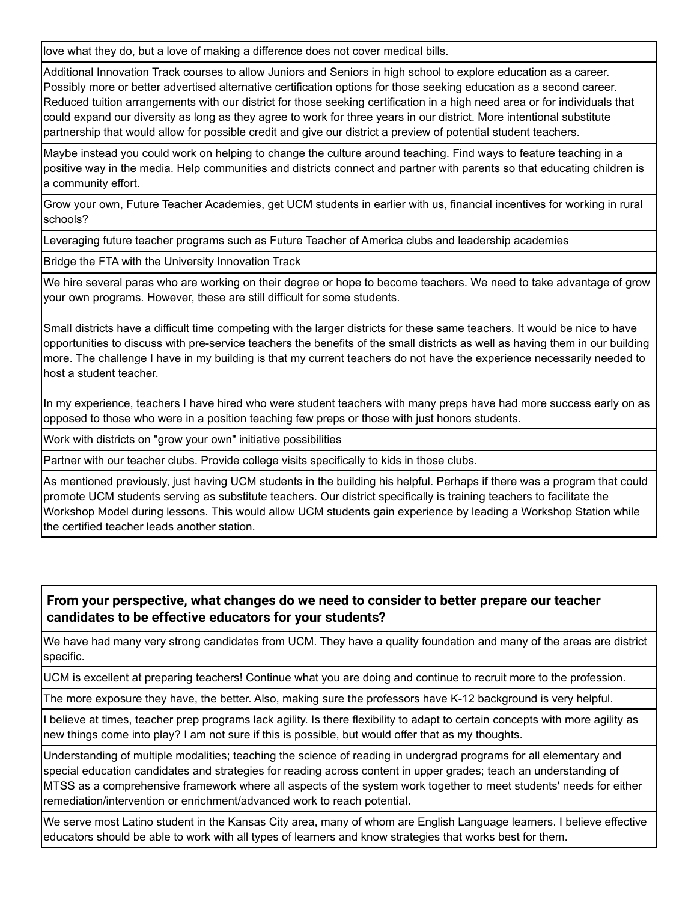| |
|---|
| love what they do, but a love of making a difference does not cover medical bills. |
| Additional Innovation Track courses to allow Juniors and Seniors in high school to explore education as a career. Possibly more or better advertised alternative certification options for those seeking education as a second career. Reduced tuition arrangements with our district for those seeking certification in a high need area or for individuals that could expand our diversity as long as they agree to work for three years in our district. More intentional substitute partnership that would allow for possible credit and give our district a preview of potential student teachers. |
| Maybe instead you could work on helping to change the culture around teaching. Find ways to feature teaching in a positive way in the media. Help communities and districts connect and partner with parents so that educating children is a community effort. |
| Grow your own, Future Teacher Academies, get UCM students in earlier with us, financial incentives for working in rural schools? |
| Leveraging future teacher programs such as Future Teacher of America clubs and leadership academies |
| Bridge the FTA with the University Innovation Track |
| We hire several paras who are working on their degree or hope to become teachers. We need to take advantage of grow your own programs. However, these are still difficult for some students.<br><br>Small districts have a difficult time competing with the larger districts for these same teachers. It would be nice to have opportunities to discuss with pre-service teachers the benefits of the small districts as well as having them in our building more. The challenge I have in my building is that my current teachers do not have the experience necessarily needed to host a student teacher.<br><br>In my experience, teachers I have hired who were student teachers with many preps have had more success early on as opposed to those who were in a position teaching few preps or those with just honors students. |
| Work with districts on "grow your own" initiative possibilities |
| Partner with our teacher clubs. Provide college visits specifically to kids in those clubs. |
| As mentioned previously, just having UCM students in the building his helpful. Perhaps if there was a program that could promote UCM students serving as substitute teachers. Our district specifically is training teachers to facilitate the Workshop Model during lessons. This would allow UCM students gain experience by leading a Workshop Station while the certified teacher leads another station. |

| **From your perspective, what changes do we need to consider to better prepare our teacher candidates to be effective educators for your students?** |
|---|
| We have had many very strong candidates from UCM. They have a quality foundation and many of the areas are district specific. |
| UCM is excellent at preparing teachers! Continue what you are doing and continue to recruit more to the profession. |
| The more exposure they have, the better. Also, making sure the professors have K-12 background is very helpful. |
| I believe at times, teacher prep programs lack agility. Is there flexibility to adapt to certain concepts with more agility as new things come into play? I am not sure if this is possible, but would offer that as my thoughts. |
| Understanding of multiple modalities; teaching the science of reading in undergrad programs for all elementary and special education candidates and strategies for reading across content in upper grades; teach an understanding of MTSS as a comprehensive framework where all aspects of the system work together to meet students' needs for either remediation/intervention or enrichment/advanced work to reach potential. |
| We serve most Latino student in the Kansas City area, many of whom are English Language learners. I believe effective educators should be able to work with all types of learners and know strategies that works best for them. |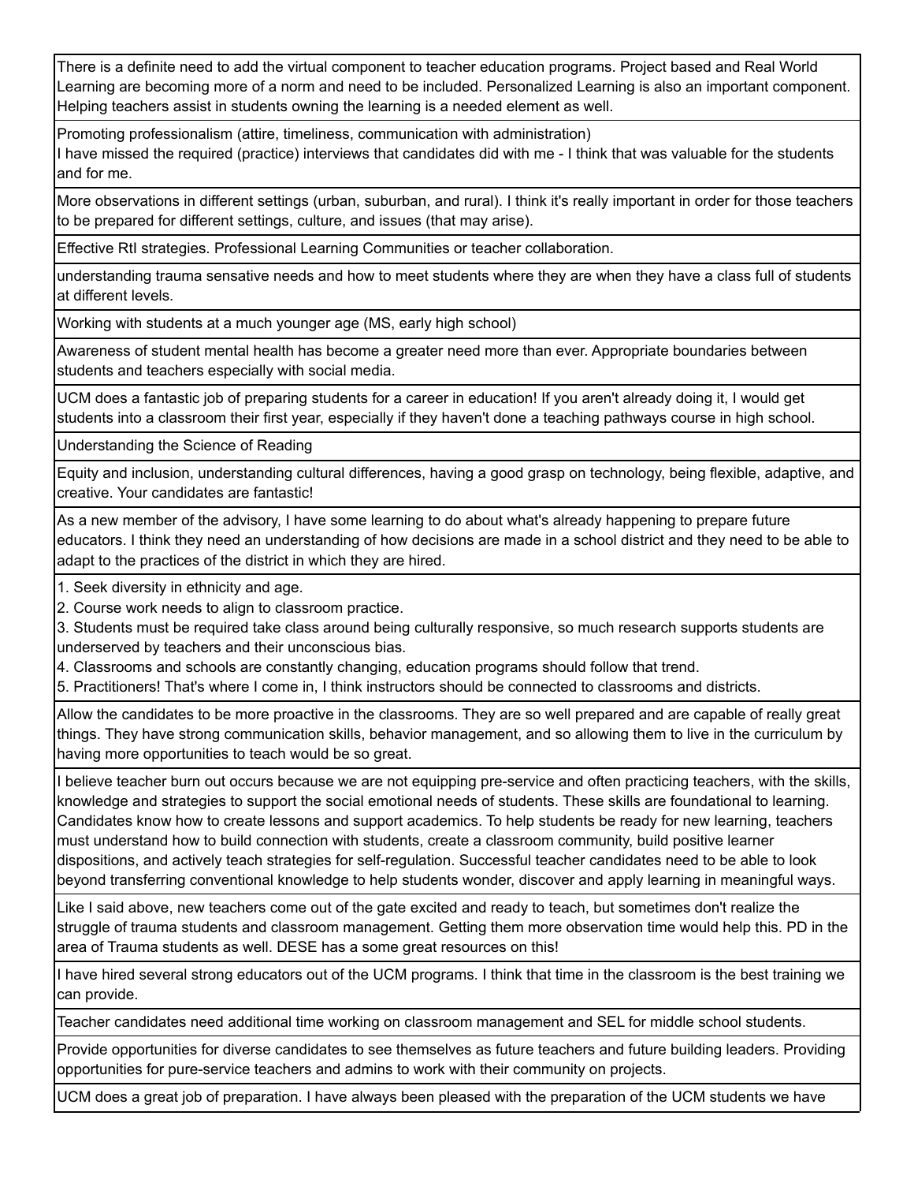| |
|---|
| There is a definite need to add the virtual component to teacher education programs. Project based and Real World Learning are becoming more of a norm and need to be included. Personalized Learning is also an important component. Helping teachers assist in students owning the learning is a needed element as well. |
| Promoting professionalism (attire, timeliness, communication with administration)<br>I have missed the required (practice) interviews that candidates did with me - I think that was valuable for the students and for me. |
| More observations in different settings (urban, suburban, and rural). I think it's really important in order for those teachers to be prepared for different settings, culture, and issues (that may arise). |
| Effective RtI strategies. Professional Learning Communities or teacher collaboration. |
| understanding trauma sensative needs and how to meet students where they are when they have a class full of students at different levels. |
| Working with students at a much younger age (MS, early high school) |
| Awareness of student mental health has become a greater need more than ever. Appropriate boundaries between students and teachers especially with social media. |
| UCM does a fantastic job of preparing students for a career in education! If you aren't already doing it, I would get students into a classroom their first year, especially if they haven't done a teaching pathways course in high school. |
| Understanding the Science of Reading |
| Equity and inclusion, understanding cultural differences, having a good grasp on technology, being flexible, adaptive, and creative. Your candidates are fantastic! |
| As a new member of the advisory, I have some learning to do about what's already happening to prepare future educators. I think they need an understanding of how decisions are made in a school district and they need to be able to adapt to the practices of the district in which they are hired. |
| 1. Seek diversity in ethnicity and age.<br>2. Course work needs to align to classroom practice.<br>3. Students must be required take class around being culturally responsive, so much research supports students are underserved by teachers and their unconscious bias.<br>4. Classrooms and schools are constantly changing, education programs should follow that trend.<br>5. Practitioners! That's where I come in, I think instructors should be connected to classrooms and districts. |
| Allow the candidates to be more proactive in the classrooms. They are so well prepared and are capable of really great things. They have strong communication skills, behavior management, and so allowing them to live in the curriculum by having more opportunities to teach would be so great. |
| I believe teacher burn out occurs because we are not equipping pre-service and often practicing teachers, with the skills, knowledge and strategies to support the social emotional needs of students. These skills are foundational to learning. Candidates know how to create lessons and support academics. To help students be ready for new learning, teachers must understand how to build connection with students, create a classroom community, build positive learner dispositions, and actively teach strategies for self-regulation. Successful teacher candidates need to be able to look beyond transferring conventional knowledge to help students wonder, discover and apply learning in meaningful ways. |
| Like I said above, new teachers come out of the gate excited and ready to teach, but sometimes don't realize the struggle of trauma students and classroom management. Getting them more observation time would help this. PD in the area of Trauma students as well. DESE has a some great resources on this! |
| I have hired several strong educators out of the UCM programs. I think that time in the classroom is the best training we can provide. |
| Teacher candidates need additional time working on classroom management and SEL for middle school students. |
| Provide opportunities for diverse candidates to see themselves as future teachers and future building leaders. Providing opportunities for pure-service teachers and admins to work with their community on projects. |
| UCM does a great job of preparation. I have always been pleased with the preparation of the UCM students we have |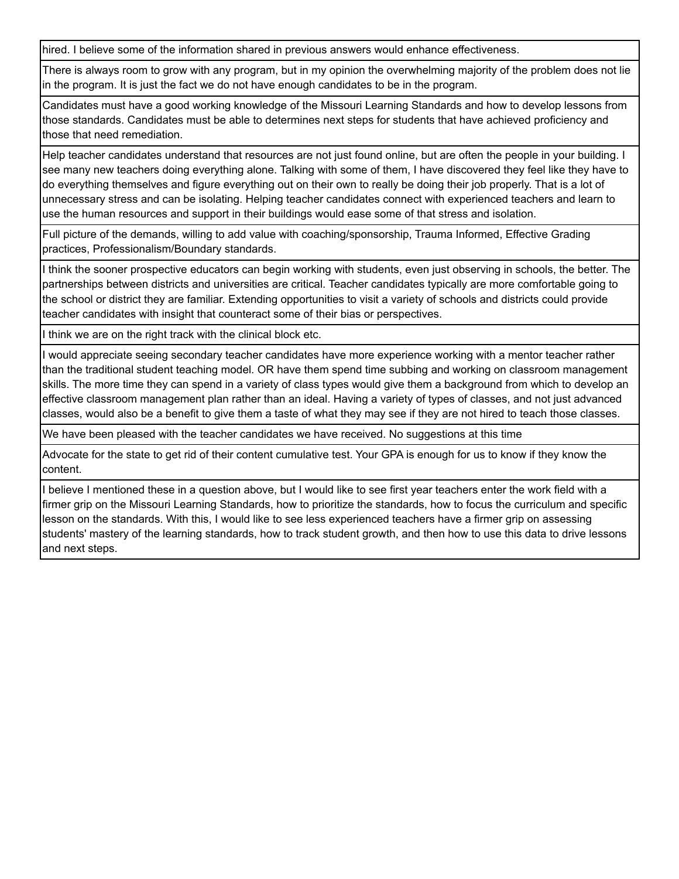| |
|---|
| hired. I believe some of the information shared in previous answers would enhance effectiveness. |
| There is always room to grow with any program, but in my opinion the overwhelming majority of the problem does not lie in the program. It is just the fact we do not have enough candidates to be in the program. |
| Candidates must have a good working knowledge of the Missouri Learning Standards and how to develop lessons from those standards. Candidates must be able to determines next steps for students that have achieved proficiency and those that need remediation. |
| Help teacher candidates understand that resources are not just found online, but are often the people in your building. I see many new teachers doing everything alone. Talking with some of them, I have discovered they feel like they have to do everything themselves and figure everything out on their own to really be doing their job properly. That is a lot of unnecessary stress and can be isolating. Helping teacher candidates connect with experienced teachers and learn to use the human resources and support in their buildings would ease some of that stress and isolation. |
| Full picture of the demands, willing to add value with coaching/sponsorship, Trauma Informed, Effective Grading practices, Professionalism/Boundary standards. |
| I think the sooner prospective educators can begin working with students, even just observing in schools, the better. The partnerships between districts and universities are critical. Teacher candidates typically are more comfortable going to the school or district they are familiar. Extending opportunities to visit a variety of schools and districts could provide teacher candidates with insight that counteract some of their bias or perspectives. |
| I think we are on the right track with the clinical block etc. |
| I would appreciate seeing secondary teacher candidates have more experience working with a mentor teacher rather than the traditional student teaching model. OR have them spend time subbing and working on classroom management skills. The more time they can spend in a variety of class types would give them a background from which to develop an effective classroom management plan rather than an ideal. Having a variety of types of classes, and not just advanced classes, would also be a benefit to give them a taste of what they may see if they are not hired to teach those classes. |
| We have been pleased with the teacher candidates we have received. No suggestions at this time |
| Advocate for the state to get rid of their content cumulative test. Your GPA is enough for us to know if they know the content. |
| I believe I mentioned these in a question above, but I would like to see first year teachers enter the work field with a firmer grip on the Missouri Learning Standards, how to prioritize the standards, how to focus the curriculum and specific lesson on the standards. With this, I would like to see less experienced teachers have a firmer grip on assessing students' mastery of the learning standards, how to track student growth, and then how to use this data to drive lessons and next steps. |